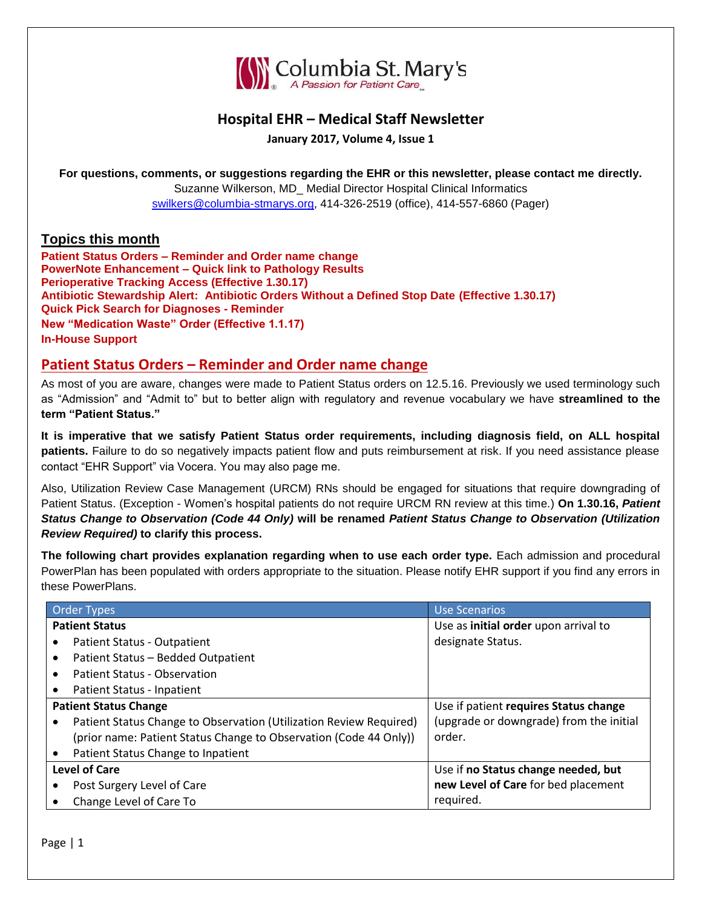Columbia St. Mary's

A Passion for Patient Care

# Hospital EHR – Medical Staff Newsletter

**January 2017, Volume 4, Issue 1**

**For questions, comments, or suggestions regarding the EHR or this newsletter, please contact me directly.**
Suzanne Wilkerson, MD_ Medial Director Hospital Clinical Informatics
swilkers@columbia-stmarys.org, 414-326-2519 (office), 414-557-6860 (Pager)

## Topics this month

**Patient Status Orders – Reminder and Order name change**
**PowerNote Enhancement – Quick link to Pathology Results**
**Perioperative Tracking Access (Effective 1.30.17)**
**Antibiotic Stewardship Alert: Antibiotic Orders Without a Defined Stop Date (Effective 1.30.17)**
**Quick Pick Search for Diagnoses - Reminder**
**New "Medication Waste" Order (Effective 1.1.17)**
**In-House Support**

## Patient Status Orders – Reminder and Order name change

As most of you are aware, changes were made to Patient Status orders on 12.5.16. Previously we used terminology such as "Admission" and "Admit to" but to better align with regulatory and revenue vocabulary we have **streamlined to the term "Patient Status."**

**It is imperative that we satisfy Patient Status order requirements, including diagnosis field, on ALL hospital patients.** Failure to do so negatively impacts patient flow and puts reimbursement at risk. If you need assistance please contact "EHR Support" via Vocera. You may also page me.

Also, Utilization Review Case Management (URCM) RNs should be engaged for situations that require downgrading of Patient Status. (Exception - Women's hospital patients do not require URCM RN review at this time.) **On 1.30.16, *Patient Status Change to Observation (Code 44 Only)* will be renamed *Patient Status Change to Observation (Utilization Review Required)* to clarify this process.**

**The following chart provides explanation regarding when to use each order type.** Each admission and procedural PowerPlan has been populated with orders appropriate to the situation. Please notify EHR support if you find any errors in these PowerPlans.

| Order Types | Use Scenarios |
|---|---|
| **Patient Status**<br>• Patient Status - Outpatient<br>• Patient Status – Bedded Outpatient<br>• Patient Status - Observation<br>• Patient Status - Inpatient | Use as **initial order** upon arrival to designate Status. |
| **Patient Status Change**<br>• Patient Status Change to Observation (Utilization Review Required) (prior name: Patient Status Change to Observation (Code 44 Only))<br>• Patient Status Change to Inpatient | Use if patient **requires Status change** (upgrade or downgrade) from the initial order. |
| **Level of Care**<br>• Post Surgery Level of Care<br>• Change Level of Care To | Use if **no Status change needed, but new Level of Care** for bed placement required. |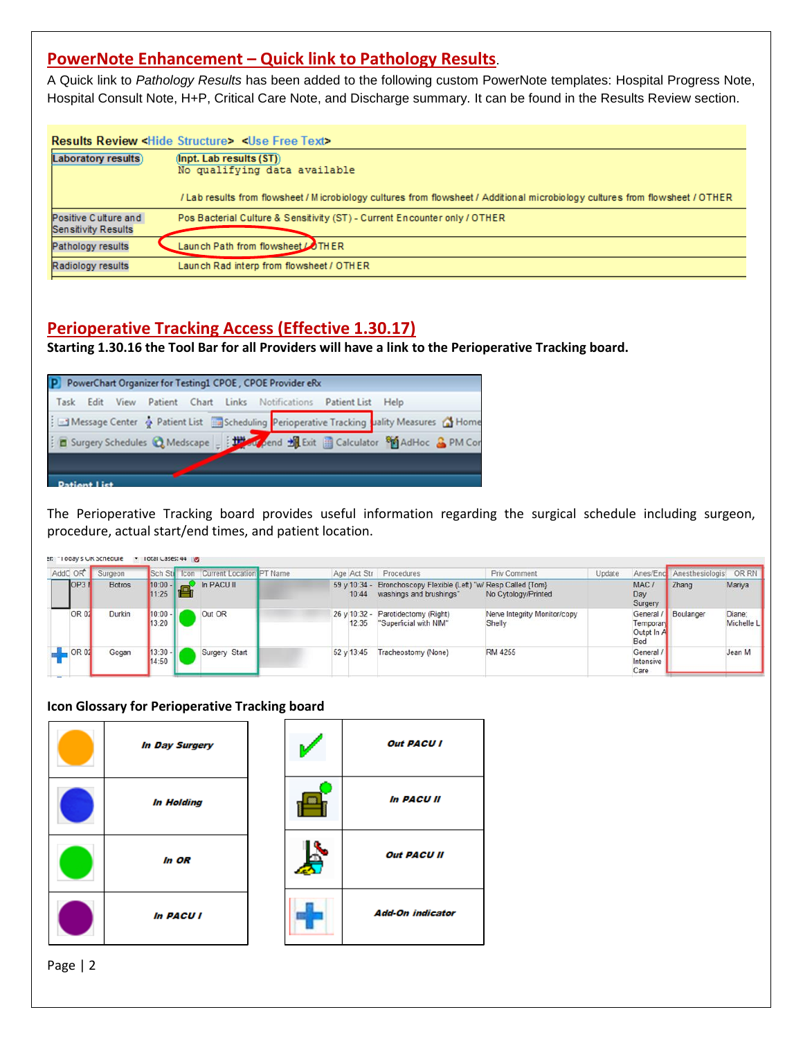## PowerNote Enhancement – Quick link to Pathology Results.

A Quick link to *Pathology Results* has been added to the following custom PowerNote templates: Hospital Progress Note, Hospital Consult Note, H+P, Critical Care Note, and Discharge summary. It can be found in the Results Review section.

**Results Review** <Hide Structure> <Use Free Text>

| | |
|---|---|
| Laboratory results | Inpt. Lab results (ST)<br>No qualifying data available<br><br>/ Lab results from flowsheet / Microbiology cultures from flowsheet / Additional microbiology cultures from flowsheet / OTHER |
| Positive Culture and Sensitivity Results | Pos Bacterial Culture & Sensitivity (ST) - Current Encounter only / OTHER |
| Pathology results | Launch Path from flowsheet / OTHER |
| Radiology results | Launch Rad interp from flowsheet / OTHER |

## Perioperative Tracking Access (Effective 1.30.17)

**Starting 1.30.16 the Tool Bar for all Providers will have a link to the Perioperative Tracking board.**

PowerChart Organizer for Testing1 CPOE, CPOE Provider eRx

Task Edit View Patient Chart Links Notifications Patient List Help

Message Center Patient List Scheduling Perioperative Tracking Quality Measures Home

Surgery Schedules Medscape Suspend Exit Calculator AdHoc PM Cor

The Perioperative Tracking board provides useful information regarding the surgical schedule including surgeon, procedure, actual start/end times, and patient location.

| AddC | OR | Surgeon | Sch Str | Icon | Current Location | PT Name | Age | Act Str | Procedures | Priv Comment | Update | Anes/Enc | Anesthesiologis | OR RN |
|---|---|---|---|---|---|---|---|---|---|---|---|---|---|---|
| | OP3 | Botros | 10:00 - 11:25 | | In PACU II | | 59 y | 10:34 - 10:44 | Bronchoscopy Flexible (Left) "w/ washings and brushings" | Resp Called (Tom) No Cytology/Printed | | MAC / Day Surgery | Zhang | Mariya |
| | OR 02 | Durkin | 10:00 - 13:20 | | Out OR | | 26 y | 10:32 - 12:35 | Parotidectomy (Right) "Superficial with NIM" | Nerve Integrity Monitor/copy Shelly | | General / Temporary Outpt In A Bed | Boulanger | Diane; Michelle L |
| | OR 02 | Gogan | 13:30 - 14:50 | | Surgery Start | | 52 y | 13:45 | Tracheostomy (None) | RM 4255 | | General / Intensive Care | | Jean M |

**Icon Glossary for Perioperative Tracking board**

| Icon | Meaning |
|---|---|
| Orange circle | *In Day Surgery* |
| Blue circle | *In Holding* |
| Green circle | *In OR* |
| Purple circle | *In PACU I* |

| Icon | Meaning |
|---|---|
| Green check mark | *Out PACU I* |
| Chair with green dot | *In PACU II* |
| Figure with phone | *Out PACU II* |
| Blue plus sign | *Add-On indicator* |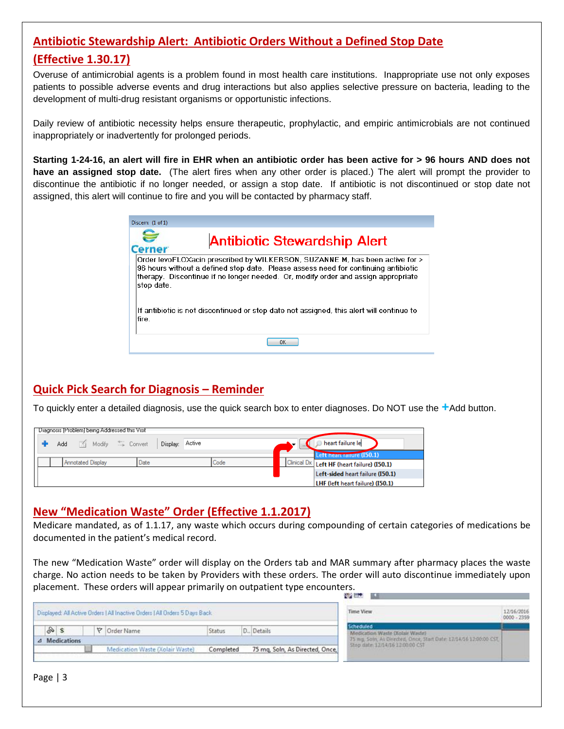## Antibiotic Stewardship Alert: Antibiotic Orders Without a Defined Stop Date (Effective 1.30.17)

Overuse of antimicrobial agents is a problem found in most health care institutions. Inappropriate use not only exposes patients to possible adverse events and drug interactions but also applies selective pressure on bacteria, leading to the development of multi-drug resistant organisms or opportunistic infections.

Daily review of antibiotic necessity helps ensure therapeutic, prophylactic, and empiric antimicrobials are not continued inappropriately or inadvertently for prolonged periods.

**Starting 1-24-16, an alert will fire in EHR when an antibiotic order has been active for > 96 hours AND does not have an assigned stop date.** (The alert fires when any other order is placed.) The alert will prompt the provider to discontinue the antibiotic if no longer needed, or assign a stop date. If antibiotic is not discontinued or stop date not assigned, this alert will continue to fire and you will be contacted by pharmacy staff.

## Quick Pick Search for Diagnosis – Reminder

To quickly enter a detailed diagnosis, use the quick search box to enter diagnoses. Do NOT use the +Add button.

## New "Medication Waste" Order (Effective 1.1.2017)

Medicare mandated, as of 1.1.17, any waste which occurs during compounding of certain categories of medications be documented in the patient's medical record.

The new "Medication Waste" order will display on the Orders tab and MAR summary after pharmacy places the waste charge. No action needs to be taken by Providers with these orders. The order will auto discontinue immediately upon placement. These orders will appear primarily on outpatient type encounters.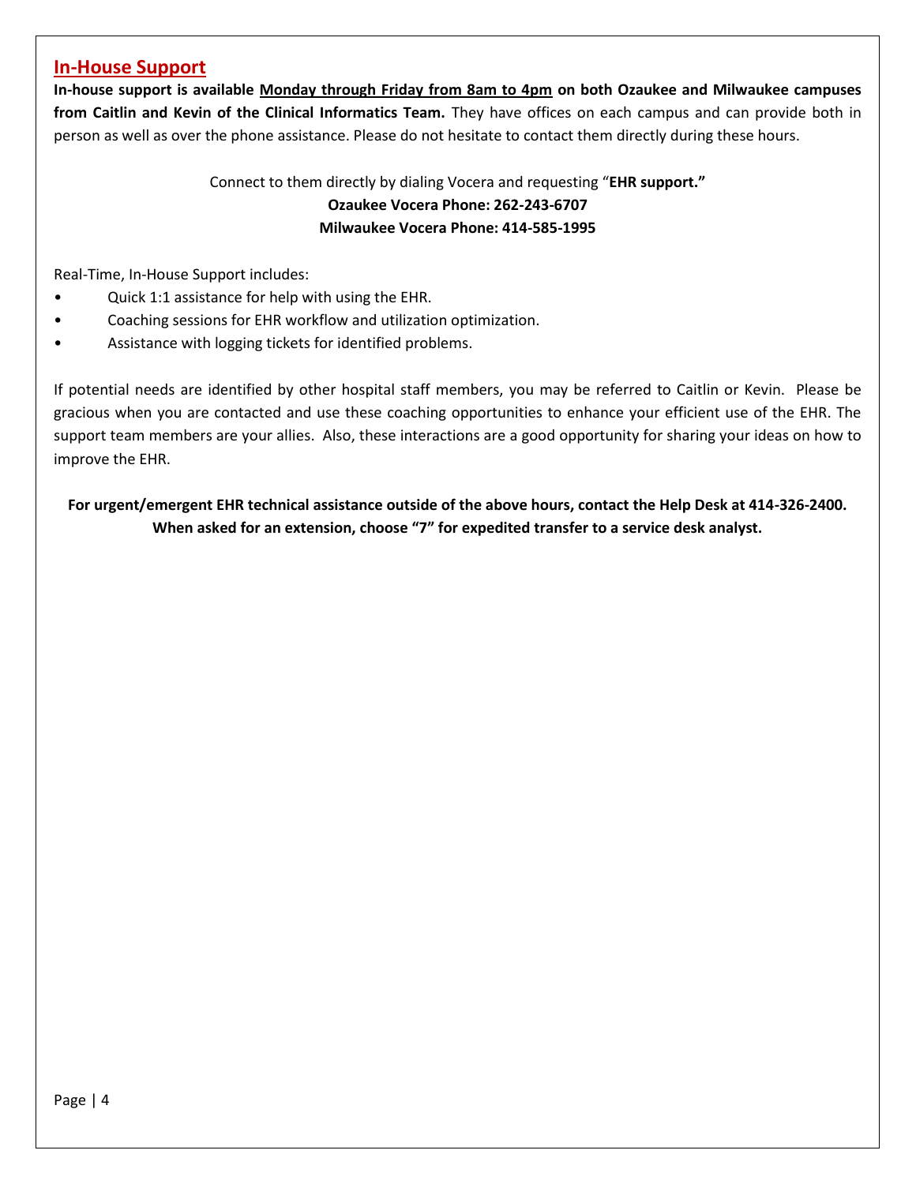## In-House Support

**In-house support is available Monday through Friday from 8am to 4pm on both Ozaukee and Milwaukee campuses from Caitlin and Kevin of the Clinical Informatics Team.** They have offices on each campus and can provide both in person as well as over the phone assistance. Please do not hesitate to contact them directly during these hours.

Connect to them directly by dialing Vocera and requesting "**EHR support.**"

**Ozaukee Vocera Phone: 262-243-6707**

**Milwaukee Vocera Phone: 414-585-1995**

Real-Time, In-House Support includes:

- Quick 1:1 assistance for help with using the EHR.
- Coaching sessions for EHR workflow and utilization optimization.
- Assistance with logging tickets for identified problems.

If potential needs are identified by other hospital staff members, you may be referred to Caitlin or Kevin. Please be gracious when you are contacted and use these coaching opportunities to enhance your efficient use of the EHR. The support team members are your allies. Also, these interactions are a good opportunity for sharing your ideas on how to improve the EHR.

**For urgent/emergent EHR technical assistance outside of the above hours, contact the Help Desk at 414-326-2400. When asked for an extension, choose "7" for expedited transfer to a service desk analyst.**